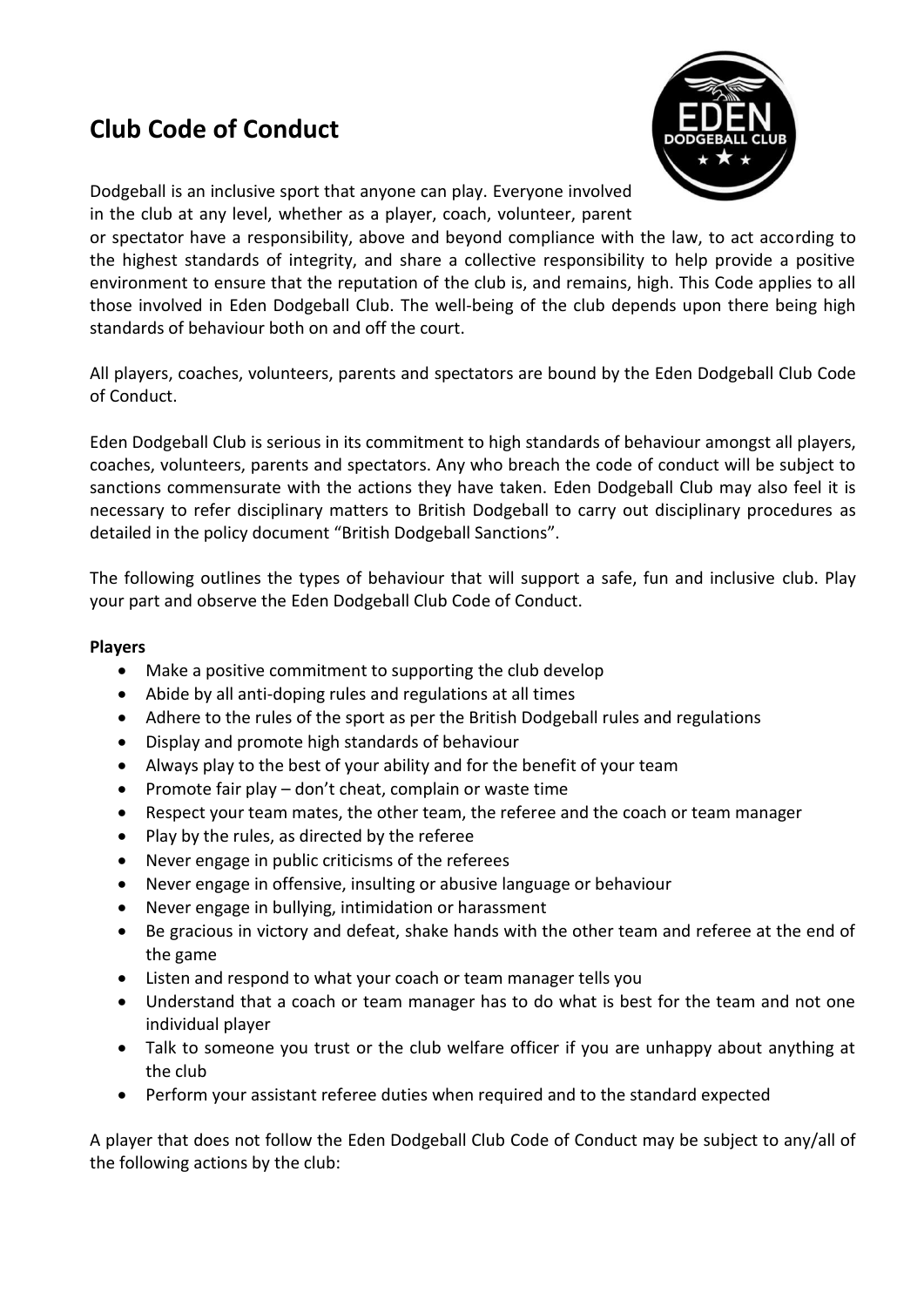# Club Code of Conduct

Dodgeball is an inclusive sport that anyone can play. Everyone involved in the club at any level, whether as a player, coach, volunteer, parent or spectator have a responsibility, above and beyond compliance with the law, to act according to the highest standards of integrity, and share a collective responsibility to help provide a positive environment to ensure that the reputation of the club is, and remains, high. This Code applies to all those involved in Eden Dodgeball Club. The well-being of the club depends upon there being high standards of behaviour both on and off the court.

All players, coaches, volunteers, parents and spectators are bound by the Eden Dodgeball Club Code of Conduct.

Eden Dodgeball Club is serious in its commitment to high standards of behaviour amongst all players, coaches, volunteers, parents and spectators. Any who breach the code of conduct will be subject to sanctions commensurate with the actions they have taken. Eden Dodgeball Club may also feel it is necessary to refer disciplinary matters to British Dodgeball to carry out disciplinary procedures as detailed in the policy document "British Dodgeball Sanctions".

The following outlines the types of behaviour that will support a safe, fun and inclusive club. Play your part and observe the Eden Dodgeball Club Code of Conduct.

**Players**

- Make a positive commitment to supporting the club develop
- Abide by all anti-doping rules and regulations at all times
- Adhere to the rules of the sport as per the British Dodgeball rules and regulations
- Display and promote high standards of behaviour
- Always play to the best of your ability and for the benefit of your team
- Promote fair play – don't cheat, complain or waste time
- Respect your team mates, the other team, the referee and the coach or team manager
- Play by the rules, as directed by the referee
- Never engage in public criticisms of the referees
- Never engage in offensive, insulting or abusive language or behaviour
- Never engage in bullying, intimidation or harassment
- Be gracious in victory and defeat, shake hands with the other team and referee at the end of the game
- Listen and respond to what your coach or team manager tells you
- Understand that a coach or team manager has to do what is best for the team and not one individual player
- Talk to someone you trust or the club welfare officer if you are unhappy about anything at the club
- Perform your assistant referee duties when required and to the standard expected

A player that does not follow the Eden Dodgeball Club Code of Conduct may be subject to any/all of the following actions by the club: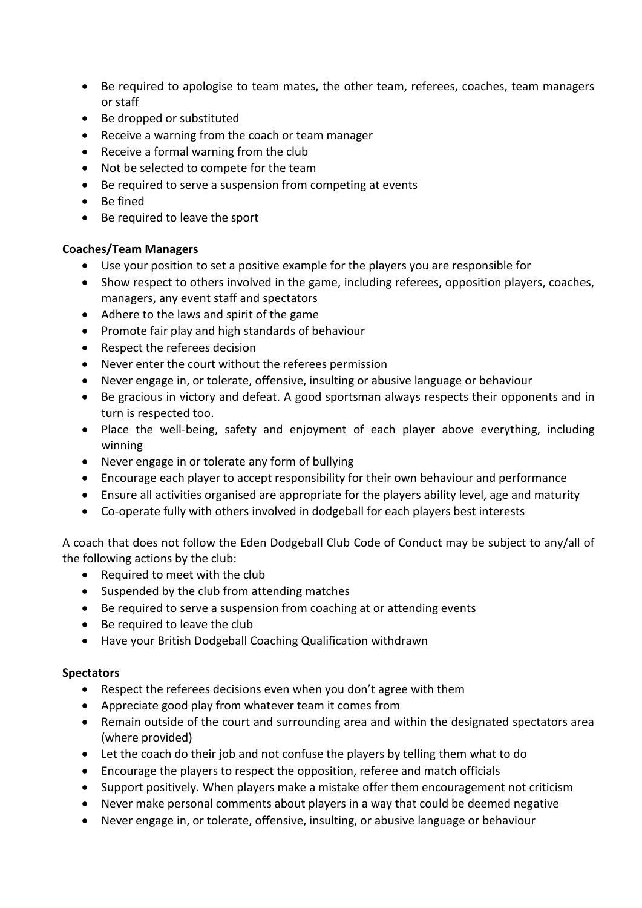- Be required to apologise to team mates, the other team, referees, coaches, team managers or staff
- Be dropped or substituted
- Receive a warning from the coach or team manager
- Receive a formal warning from the club
- Not be selected to compete for the team
- Be required to serve a suspension from competing at events
- Be fined
- Be required to leave the sport

**Coaches/Team Managers**

- Use your position to set a positive example for the players you are responsible for
- Show respect to others involved in the game, including referees, opposition players, coaches, managers, any event staff and spectators
- Adhere to the laws and spirit of the game
- Promote fair play and high standards of behaviour
- Respect the referees decision
- Never enter the court without the referees permission
- Never engage in, or tolerate, offensive, insulting or abusive language or behaviour
- Be gracious in victory and defeat. A good sportsman always respects their opponents and in turn is respected too.
- Place the well-being, safety and enjoyment of each player above everything, including winning
- Never engage in or tolerate any form of bullying
- Encourage each player to accept responsibility for their own behaviour and performance
- Ensure all activities organised are appropriate for the players ability level, age and maturity
- Co-operate fully with others involved in dodgeball for each players best interests

A coach that does not follow the Eden Dodgeball Club Code of Conduct may be subject to any/all of the following actions by the club:

- Required to meet with the club
- Suspended by the club from attending matches
- Be required to serve a suspension from coaching at or attending events
- Be required to leave the club
- Have your British Dodgeball Coaching Qualification withdrawn

**Spectators**

- Respect the referees decisions even when you don't agree with them
- Appreciate good play from whatever team it comes from
- Remain outside of the court and surrounding area and within the designated spectators area (where provided)
- Let the coach do their job and not confuse the players by telling them what to do
- Encourage the players to respect the opposition, referee and match officials
- Support positively. When players make a mistake offer them encouragement not criticism
- Never make personal comments about players in a way that could be deemed negative
- Never engage in, or tolerate, offensive, insulting, or abusive language or behaviour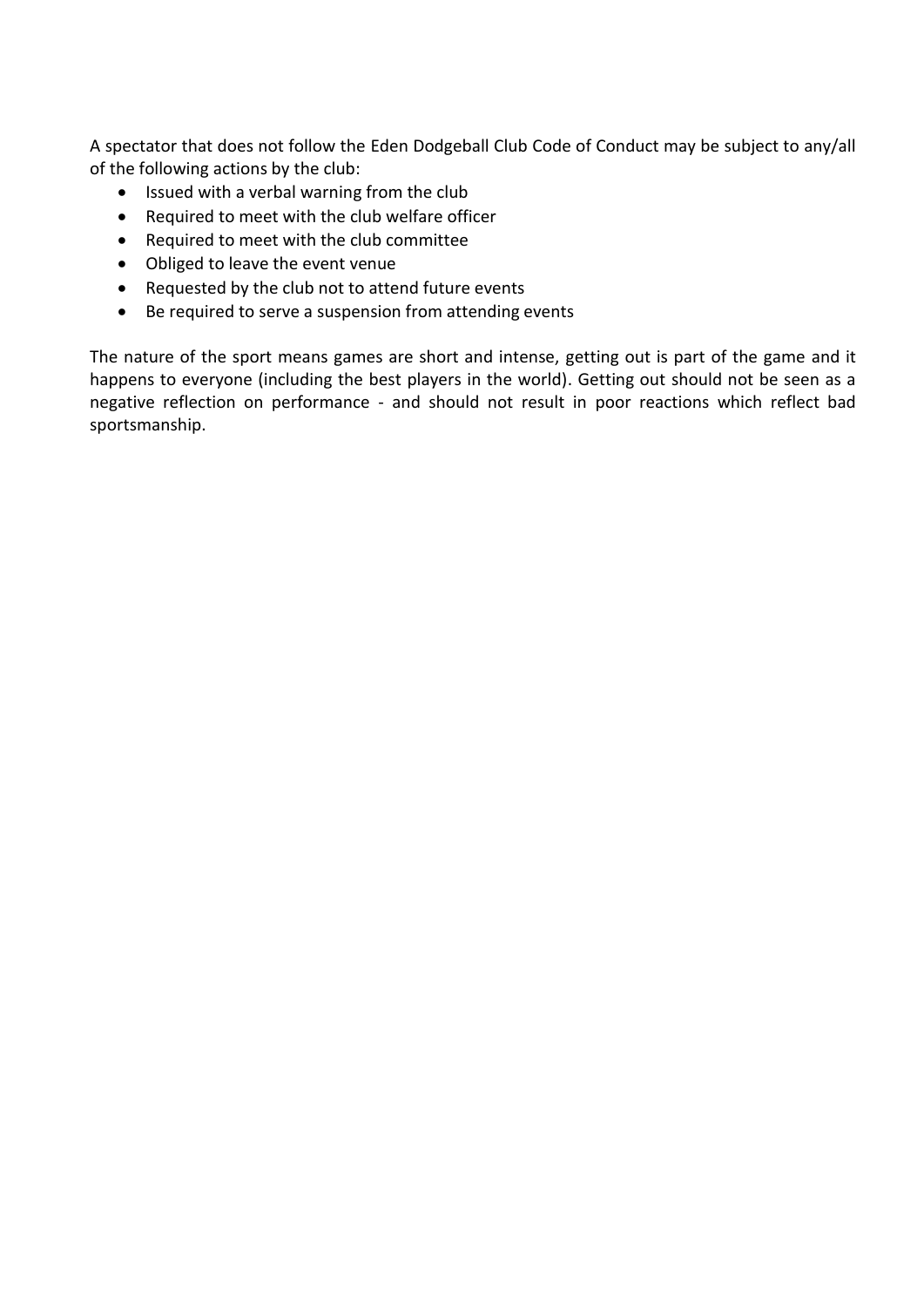A spectator that does not follow the Eden Dodgeball Club Code of Conduct may be subject to any/all of the following actions by the club:

- Issued with a verbal warning from the club
- Required to meet with the club welfare officer
- Required to meet with the club committee
- Obliged to leave the event venue
- Requested by the club not to attend future events
- Be required to serve a suspension from attending events

The nature of the sport means games are short and intense, getting out is part of the game and it happens to everyone (including the best players in the world). Getting out should not be seen as a negative reflection on performance - and should not result in poor reactions which reflect bad sportsmanship.